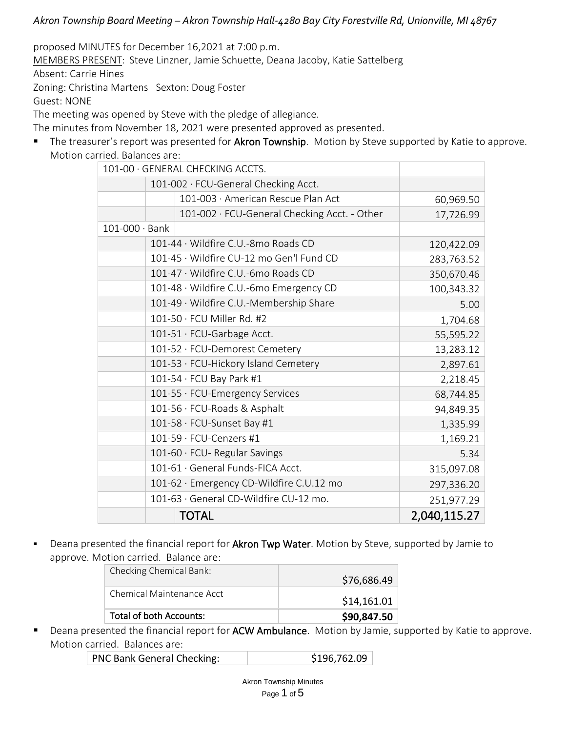*Akron Township Board Meeting – Akron Township Hall-4280 Bay City Forestville Rd, Unionville, MI 48767*

proposed MINUTES for December 16,2021 at 7:00 p.m.

MEMBERS PRESENT: Steve Linzner, Jamie Schuette, Deana Jacoby, Katie Sattelberg

Absent: Carrie Hines

Zoning: Christina Martens   Sexton: Doug Foster

Guest: NONE

The meeting was opened by Steve with the pledge of allegiance.

The minutes from November 18, 2021 were presented approved as presented.

- The treasurer's report was presented for **Akron Township**. Motion by Steve supported by Katie to approve. Motion carried. Balances are:

| 101-00 · GENERAL CHECKING ACCTS. | | | |
|---|---|---|---|
| | 101-002 · FCU-General Checking Acct. | | |
| | | 101-003 · American Rescue Plan Act | 60,969.50 |
| | | 101-002 · FCU-General Checking Acct. - Other | 17,726.99 |
| 101-000 · Bank | | | |
| | 101-44 · Wildfire C.U.-8mo Roads CD | | 120,422.09 |
| | 101-45 · Wildfire CU-12 mo Gen'l Fund CD | | 283,763.52 |
| | 101-47 · Wildfire C.U.-6mo Roads CD | | 350,670.46 |
| | 101-48 · Wildfire C.U.-6mo Emergency CD | | 100,343.32 |
| | 101-49 · Wildfire C.U.-Membership Share | | 5.00 |
| | 101-50 · FCU Miller Rd. #2 | | 1,704.68 |
| | 101-51 · FCU-Garbage Acct. | | 55,595.22 |
| | 101-52 · FCU-Demorest Cemetery | | 13,283.12 |
| | 101-53 · FCU-Hickory Island Cemetery | | 2,897.61 |
| | 101-54 · FCU Bay Park #1 | | 2,218.45 |
| | 101-55 · FCU-Emergency Services | | 68,744.85 |
| | 101-56 · FCU-Roads & Asphalt | | 94,849.35 |
| | 101-58 · FCU-Sunset Bay #1 | | 1,335.99 |
| | 101-59 · FCU-Cenzers #1 | | 1,169.21 |
| | 101-60 · FCU- Regular Savings | | 5.34 |
| | 101-61 · General Funds-FICA Acct. | | 315,097.08 |
| | 101-62 · Emergency CD-Wildfire C.U.12 mo | | 297,336.20 |
| | 101-63 · General CD-Wildfire CU-12 mo. | | 251,977.29 |
| | | TOTAL | 2,040,115.27 |

- Deana presented the financial report for **Akron Twp Water**. Motion by Steve, supported by Jamie to approve. Motion carried. Balance are:

| Checking Chemical Bank: | $76,686.49 |
|---|---|
| Chemical Maintenance Acct | $14,161.01 |
| Total of both Accounts: | **$90,847.50** |

- Deana presented the financial report for **ACW Ambulance**. Motion by Jamie, supported by Katie to approve. Motion carried. Balances are:

| PNC Bank General Checking: | $196,762.09 |
|---|---|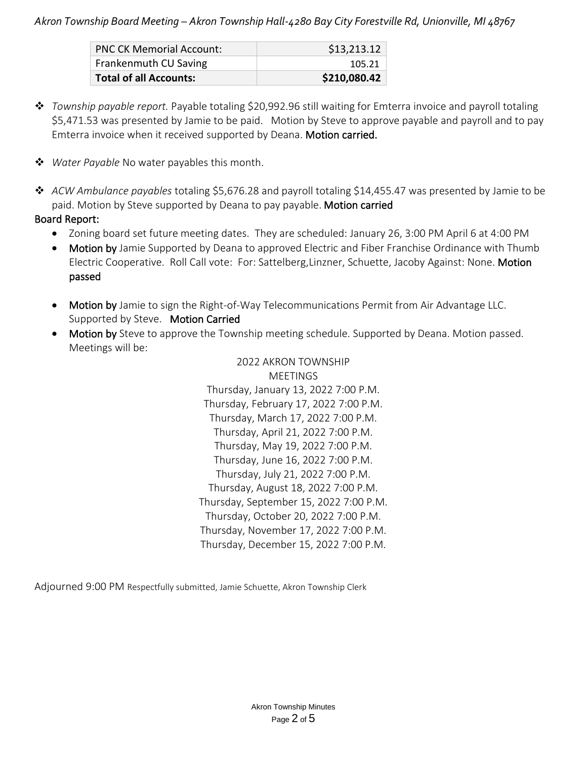| PNC CK Memorial Account: | $13,213.12 |
|---|---|
| Frankenmuth CU Saving | 105.21 |
| **Total of all Accounts:** | **$210,080.42** |

- *Township payable report.* Payable totaling $20,992.96 still waiting for Emterra invoice and payroll totaling $5,471.53 was presented by Jamie to be paid. Motion by Steve to approve payable and payroll and to pay Emterra invoice when it received supported by Deana. **Motion carried.**

- *Water Payable* No water payables this month.

- *ACW Ambulance payables* totaling $5,676.28 and payroll totaling $14,455.47 was presented by Jamie to be paid. Motion by Steve supported by Deana to pay payable. **Motion carried**

**Board Report:**

- Zoning board set future meeting dates. They are scheduled: January 26, 3:00 PM April 6 at 4:00 PM
- **Motion by** Jamie Supported by Deana to approved Electric and Fiber Franchise Ordinance with Thumb Electric Cooperative. Roll Call vote: For: Sattelberg,Linzner, Schuette, Jacoby Against: None. **Motion passed**
- **Motion by** Jamie to sign the Right-of-Way Telecommunications Permit from Air Advantage LLC. Supported by Steve. **Motion Carried**
- **Motion by** Steve to approve the Township meeting schedule. Supported by Deana. Motion passed. Meetings will be:

2022 AKRON TOWNSHIP
MEETINGS
Thursday, January 13, 2022 7:00 P.M.
Thursday, February 17, 2022 7:00 P.M.
Thursday, March 17, 2022 7:00 P.M.
Thursday, April 21, 2022 7:00 P.M.
Thursday, May 19, 2022 7:00 P.M.
Thursday, June 16, 2022 7:00 P.M.
Thursday, July 21, 2022 7:00 P.M.
Thursday, August 18, 2022 7:00 P.M.
Thursday, September 15, 2022 7:00 P.M.
Thursday, October 20, 2022 7:00 P.M.
Thursday, November 17, 2022 7:00 P.M.
Thursday, December 15, 2022 7:00 P.M.

Adjourned 9:00 PM Respectfully submitted, Jamie Schuette, Akron Township Clerk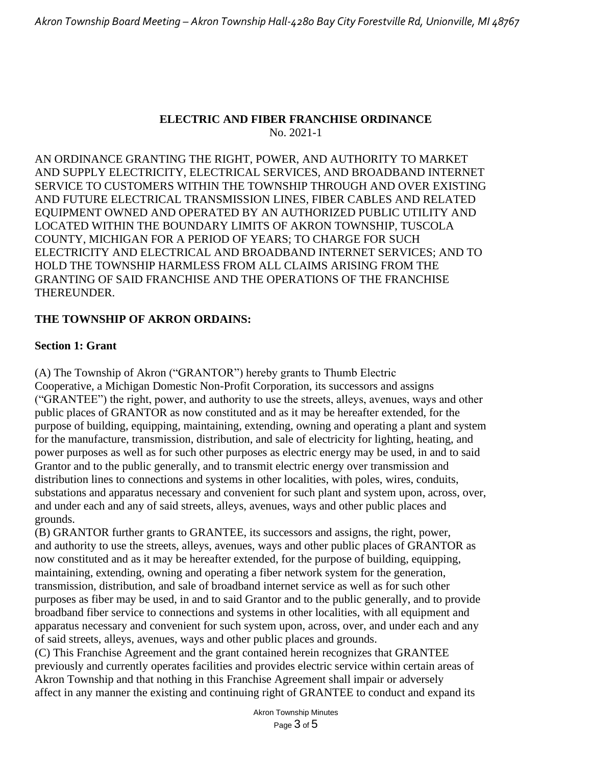## ELECTRIC AND FIBER FRANCHISE ORDINANCE

No. 2021-1

AN ORDINANCE GRANTING THE RIGHT, POWER, AND AUTHORITY TO MARKET AND SUPPLY ELECTRICITY, ELECTRICAL SERVICES, AND BROADBAND INTERNET SERVICE TO CUSTOMERS WITHIN THE TOWNSHIP THROUGH AND OVER EXISTING AND FUTURE ELECTRICAL TRANSMISSION LINES, FIBER CABLES AND RELATED EQUIPMENT OWNED AND OPERATED BY AN AUTHORIZED PUBLIC UTILITY AND LOCATED WITHIN THE BOUNDARY LIMITS OF AKRON TOWNSHIP, TUSCOLA COUNTY, MICHIGAN FOR A PERIOD OF YEARS; TO CHARGE FOR SUCH ELECTRICITY AND ELECTRICAL AND BROADBAND INTERNET SERVICES; AND TO HOLD THE TOWNSHIP HARMLESS FROM ALL CLAIMS ARISING FROM THE GRANTING OF SAID FRANCHISE AND THE OPERATIONS OF THE FRANCHISE THEREUNDER.

**THE TOWNSHIP OF AKRON ORDAINS:**

### Section 1: Grant

(A) The Township of Akron ("GRANTOR") hereby grants to Thumb Electric Cooperative, a Michigan Domestic Non-Profit Corporation, its successors and assigns ("GRANTEE") the right, power, and authority to use the streets, alleys, avenues, ways and other public places of GRANTOR as now constituted and as it may be hereafter extended, for the purpose of building, equipping, maintaining, extending, owning and operating a plant and system for the manufacture, transmission, distribution, and sale of electricity for lighting, heating, and power purposes as well as for such other purposes as electric energy may be used, in and to said Grantor and to the public generally, and to transmit electric energy over transmission and distribution lines to connections and systems in other localities, with poles, wires, conduits, substations and apparatus necessary and convenient for such plant and system upon, across, over, and under each and any of said streets, alleys, avenues, ways and other public places and grounds.

(B) GRANTOR further grants to GRANTEE, its successors and assigns, the right, power, and authority to use the streets, alleys, avenues, ways and other public places of GRANTOR as now constituted and as it may be hereafter extended, for the purpose of building, equipping, maintaining, extending, owning and operating a fiber network system for the generation, transmission, distribution, and sale of broadband internet service as well as for such other purposes as fiber may be used, in and to said Grantor and to the public generally, and to provide broadband fiber service to connections and systems in other localities, with all equipment and apparatus necessary and convenient for such system upon, across, over, and under each and any of said streets, alleys, avenues, ways and other public places and grounds.

(C) This Franchise Agreement and the grant contained herein recognizes that GRANTEE previously and currently operates facilities and provides electric service within certain areas of Akron Township and that nothing in this Franchise Agreement shall impair or adversely affect in any manner the existing and continuing right of GRANTEE to conduct and expand its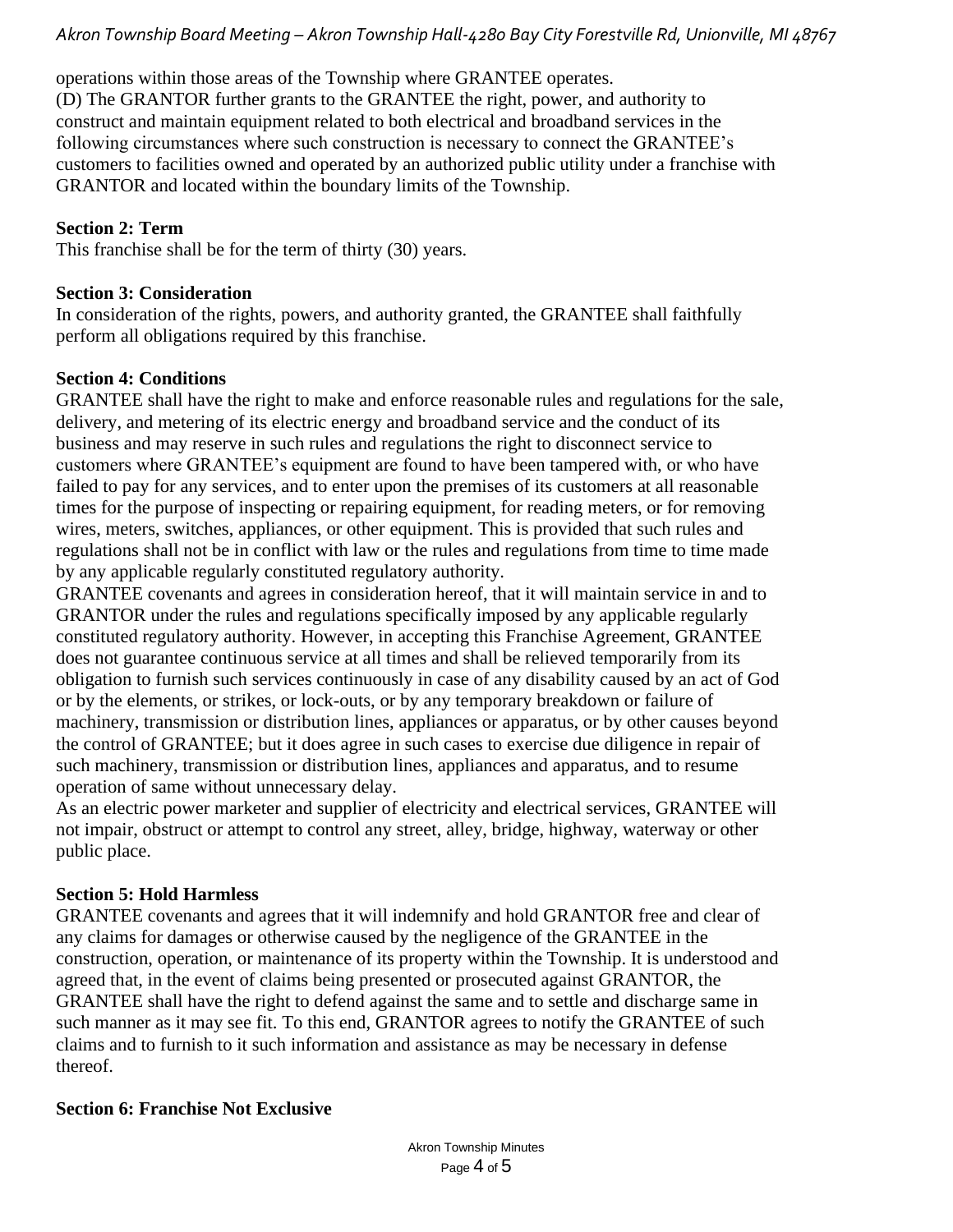operations within those areas of the Township where GRANTEE operates.

(D) The GRANTOR further grants to the GRANTEE the right, power, and authority to construct and maintain equipment related to both electrical and broadband services in the following circumstances where such construction is necessary to connect the GRANTEE's customers to facilities owned and operated by an authorized public utility under a franchise with GRANTOR and located within the boundary limits of the Township.

**Section 2: Term**

This franchise shall be for the term of thirty (30) years.

**Section 3: Consideration**

In consideration of the rights, powers, and authority granted, the GRANTEE shall faithfully perform all obligations required by this franchise.

**Section 4: Conditions**

GRANTEE shall have the right to make and enforce reasonable rules and regulations for the sale, delivery, and metering of its electric energy and broadband service and the conduct of its business and may reserve in such rules and regulations the right to disconnect service to customers where GRANTEE's equipment are found to have been tampered with, or who have failed to pay for any services, and to enter upon the premises of its customers at all reasonable times for the purpose of inspecting or repairing equipment, for reading meters, or for removing wires, meters, switches, appliances, or other equipment. This is provided that such rules and regulations shall not be in conflict with law or the rules and regulations from time to time made by any applicable regularly constituted regulatory authority.

GRANTEE covenants and agrees in consideration hereof, that it will maintain service in and to GRANTOR under the rules and regulations specifically imposed by any applicable regularly constituted regulatory authority. However, in accepting this Franchise Agreement, GRANTEE does not guarantee continuous service at all times and shall be relieved temporarily from its obligation to furnish such services continuously in case of any disability caused by an act of God or by the elements, or strikes, or lock-outs, or by any temporary breakdown or failure of machinery, transmission or distribution lines, appliances or apparatus, or by other causes beyond the control of GRANTEE; but it does agree in such cases to exercise due diligence in repair of such machinery, transmission or distribution lines, appliances and apparatus, and to resume operation of same without unnecessary delay.

As an electric power marketer and supplier of electricity and electrical services, GRANTEE will not impair, obstruct or attempt to control any street, alley, bridge, highway, waterway or other public place.

**Section 5: Hold Harmless**

GRANTEE covenants and agrees that it will indemnify and hold GRANTOR free and clear of any claims for damages or otherwise caused by the negligence of the GRANTEE in the construction, operation, or maintenance of its property within the Township. It is understood and agreed that, in the event of claims being presented or prosecuted against GRANTOR, the GRANTEE shall have the right to defend against the same and to settle and discharge same in such manner as it may see fit. To this end, GRANTOR agrees to notify the GRANTEE of such claims and to furnish to it such information and assistance as may be necessary in defense thereof.

**Section 6: Franchise Not Exclusive**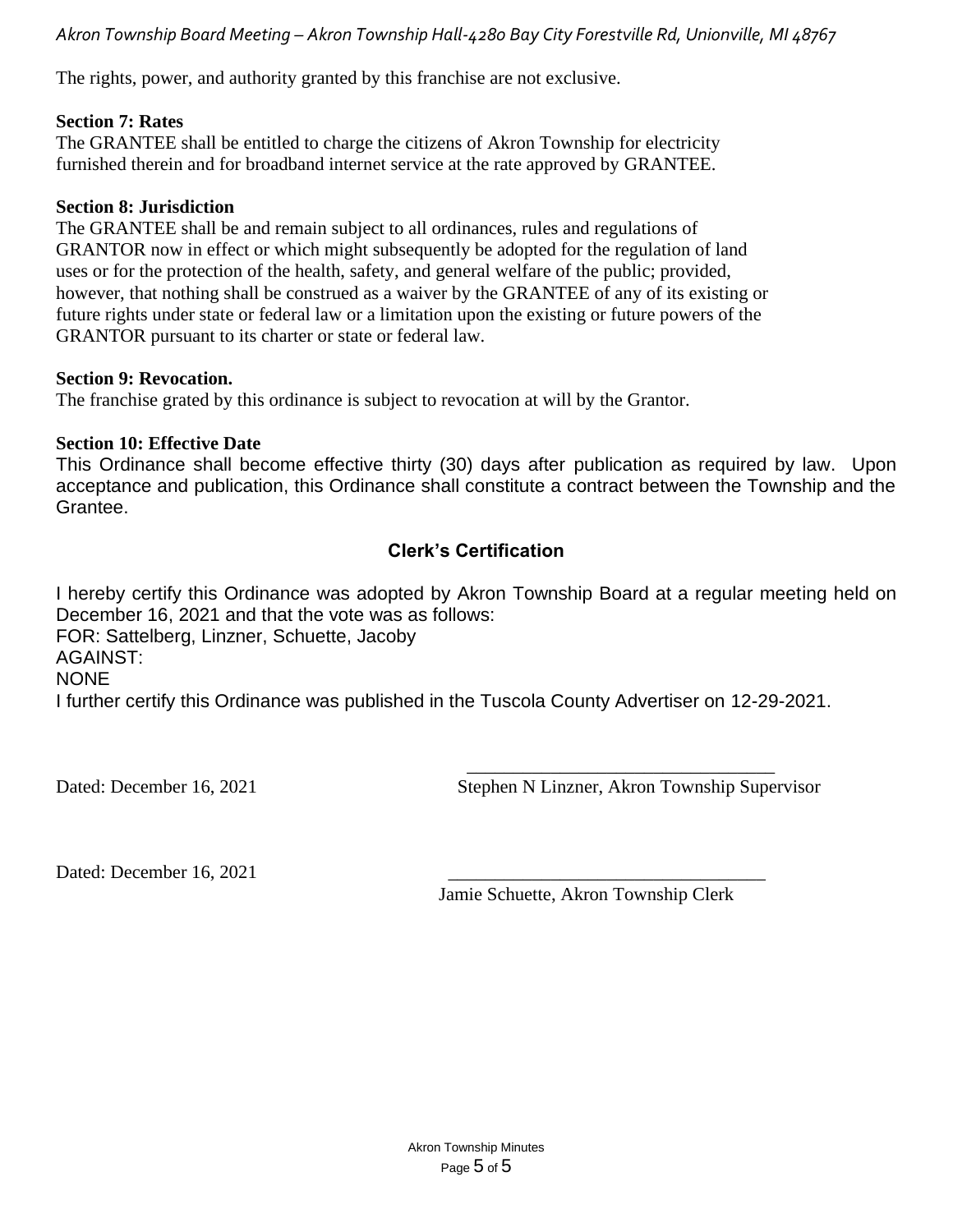The rights, power, and authority granted by this franchise are not exclusive.

**Section 7: Rates**
The GRANTEE shall be entitled to charge the citizens of Akron Township for electricity furnished therein and for broadband internet service at the rate approved by GRANTEE.

**Section 8: Jurisdiction**
The GRANTEE shall be and remain subject to all ordinances, rules and regulations of GRANTOR now in effect or which might subsequently be adopted for the regulation of land uses or for the protection of the health, safety, and general welfare of the public; provided, however, that nothing shall be construed as a waiver by the GRANTEE of any of its existing or future rights under state or federal law or a limitation upon the existing or future powers of the GRANTOR pursuant to its charter or state or federal law.

**Section 9: Revocation.**
The franchise grated by this ordinance is subject to revocation at will by the Grantor.

**Section 10: Effective Date**
This Ordinance shall become effective thirty (30) days after publication as required by law. Upon acceptance and publication, this Ordinance shall constitute a contract between the Township and the Grantee.

## Clerk's Certification

I hereby certify this Ordinance was adopted by Akron Township Board at a regular meeting held on December 16, 2021 and that the vote was as follows:
FOR: Sattelberg, Linzner, Schuette, Jacoby
AGAINST:
NONE
I further certify this Ordinance was published in the Tuscola County Advertiser on 12-29-2021.

Dated: December 16, 2021 ________________________________
Stephen N Linzner, Akron Township Supervisor

Dated: December 16, 2021 ________________________________
Jamie Schuette, Akron Township Clerk